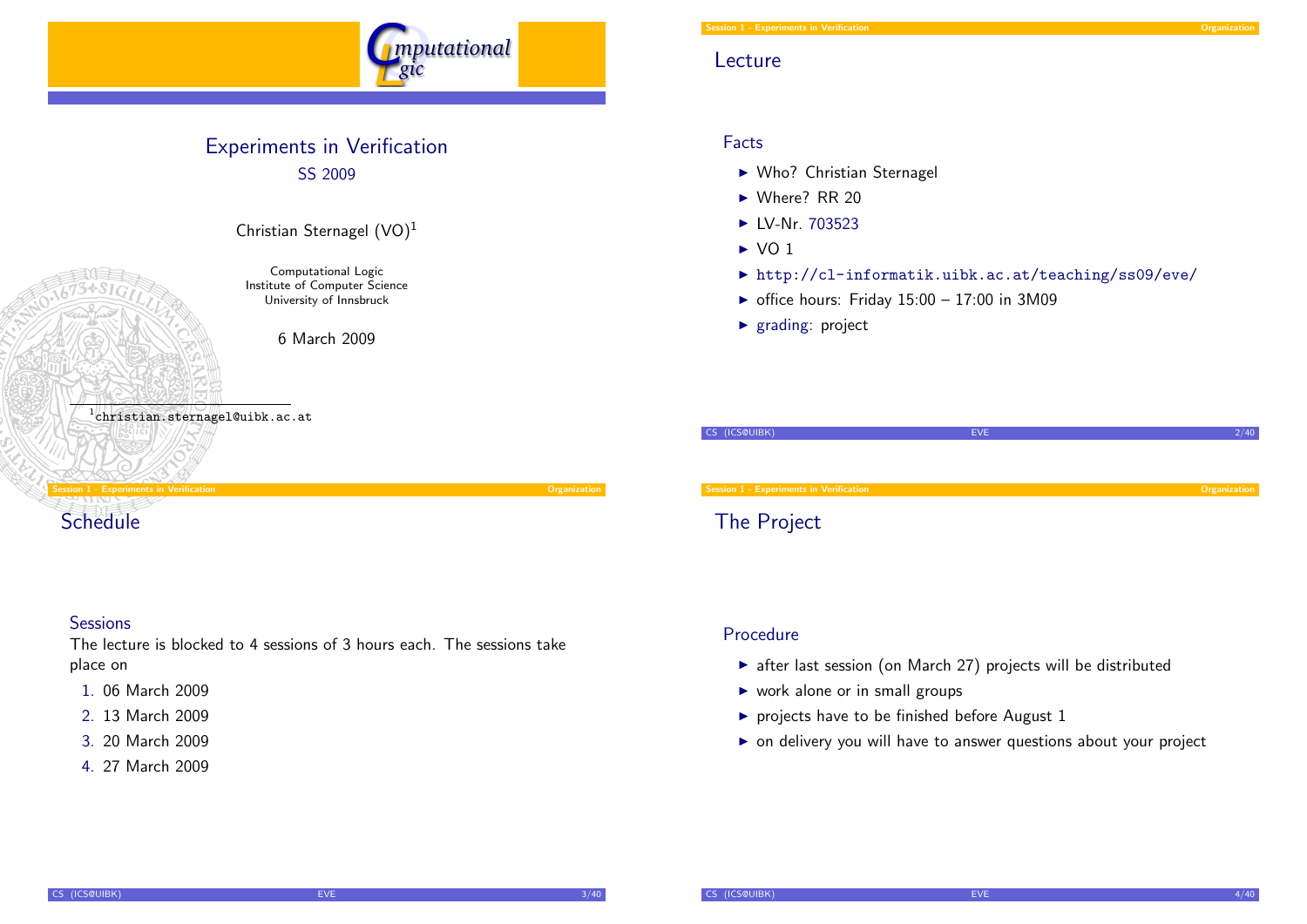# Experiments in Verification

SS 2009

Christian Sternagel (VO)[1]

Computational Logic
Institute of Computer Science
University of Innsbruck

6 March 2009

[1] christian.sternagel@uibk.ac.at

## Lecture

### Facts

- Who? Christian Sternagel
- Where? RR 20
- LV-Nr. 703523
- VO 1
- http://cl-informatik.uibk.ac.at/teaching/ss09/eve/
- office hours: Friday 15:00 – 17:00 in 3M09
- grading: project

## Schedule

### Sessions

The lecture is blocked to 4 sessions of 3 hours each. The sessions take place on

1. 06 March 2009
2. 13 March 2009
3. 20 March 2009
4. 27 March 2009

## The Project

### Procedure

- after last session (on March 27) projects will be distributed
- work alone or in small groups
- projects have to be finished before August 1
- on delivery you will have to answer questions about your project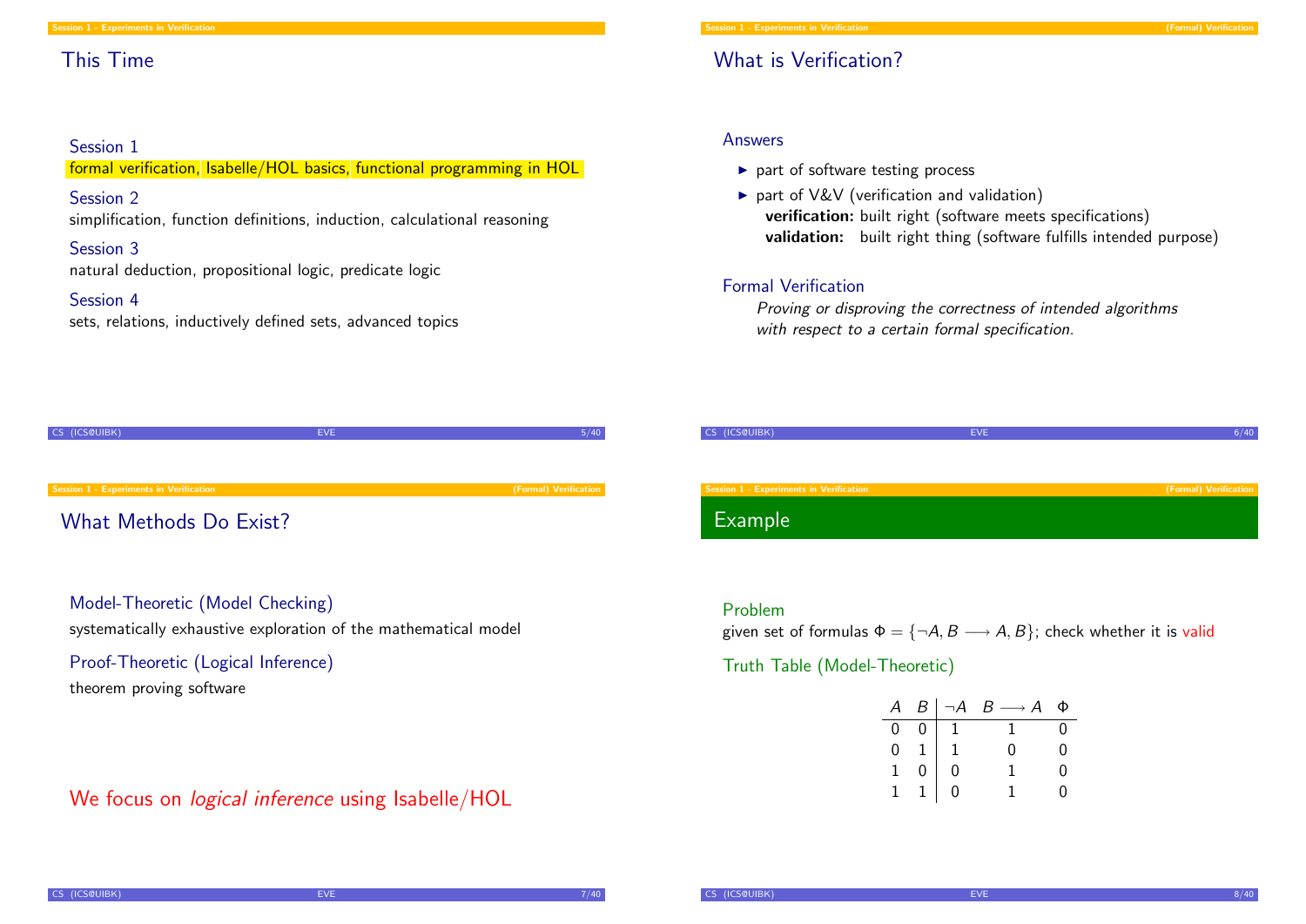## This Time

Session 1
formal verification, Isabelle/HOL basics, functional programming in HOL

Session 2
simplification, function definitions, induction, calculational reasoning

Session 3
natural deduction, propositional logic, predicate logic

Session 4
sets, relations, inductively defined sets, advanced topics

## What is Verification?

### Answers

- part of software testing process
- part of V&V (verification and validation)
  **verification:** built right (software meets specifications)
  **validation:** built right thing (software fulfills intended purpose)

### Formal Verification

*Proving or disproving the correctness of intended algorithms with respect to a certain formal specification.*

## What Methods Do Exist?

### Model-Theoretic (Model Checking)

systematically exhaustive exploration of the mathematical model

### Proof-Theoretic (Logical Inference)

theorem proving software

We focus on *logical inference* using Isabelle/HOL

## Example

### Problem

given set of formulas $\Phi = \{\neg A, B \longrightarrow A, B\}$; check whether it is valid

### Truth Table (Model-Theoretic)

| $A$ | $B$ | $\neg A$ | $B \longrightarrow A$ | $\Phi$ |
|---|---|---|---|---|
| 0 | 0 | 1 | 1 | 0 |
| 0 | 1 | 1 | 0 | 0 |
| 1 | 0 | 0 | 1 | 0 |
| 1 | 1 | 0 | 1 | 0 |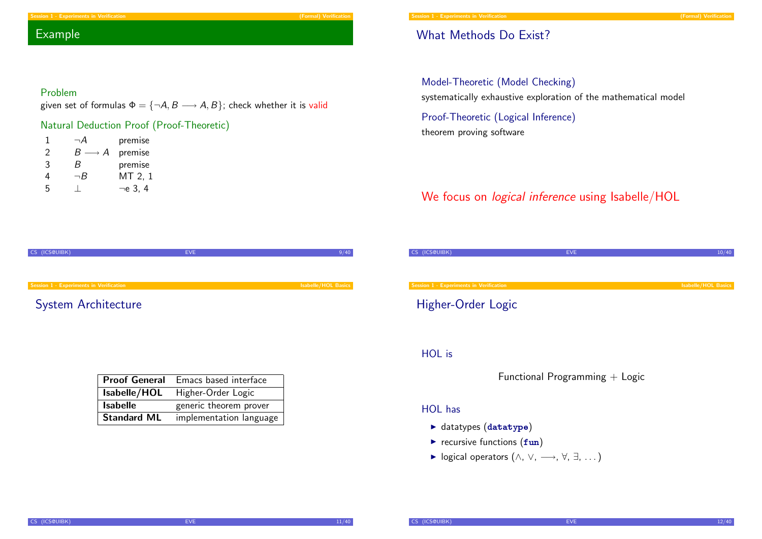## Example

### Problem

given set of formulas $\Phi = \{\neg A, B \longrightarrow A, B\}$; check whether it is valid

### Natural Deduction Proof (Proof-Theoretic)

| | | |
|---|---|---|
| 1 | $\neg A$ | premise |
| 2 | $B \longrightarrow A$ | premise |
| 3 | $B$ | premise |
| 4 | $\neg B$ | MT 2, 1 |
| 5 | $\bot$ | $\neg$e 3, 4 |

## What Methods Do Exist?

### Model-Theoretic (Model Checking)

systematically exhaustive exploration of the mathematical model

### Proof-Theoretic (Logical Inference)

theorem proving software

We focus on *logical inference* using Isabelle/HOL

## System Architecture

| | |
|---|---|
| **Proof General** | Emacs based interface |
| **Isabelle/HOL** | Higher-Order Logic |
| **Isabelle** | generic theorem prover |
| **Standard ML** | implementation language |

## Higher-Order Logic

HOL is

Functional Programming + Logic

HOL has

- datatypes (**datatype**)
- recursive functions (**fun**)
- logical operators ($\wedge$, $\vee$, $\longrightarrow$, $\forall$, $\exists$, ...)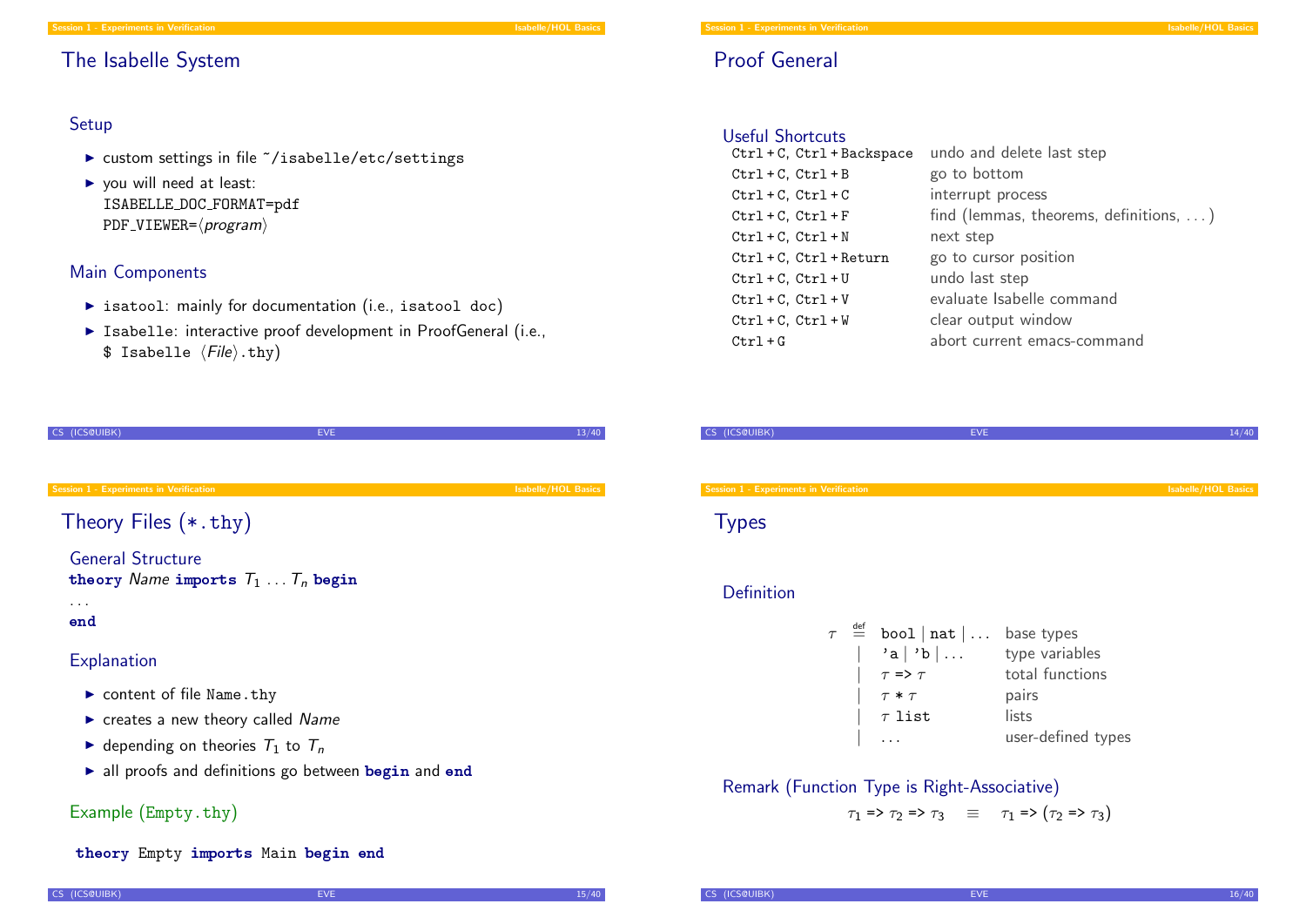## The Isabelle System

### Setup

- custom settings in file `~/isabelle/etc/settings`
- you will need at least:
  `ISABELLE_DOC_FORMAT=pdf`
  `PDF_VIEWER=`⟨*program*⟩

### Main Components

- `isatool`: mainly for documentation (i.e., `isatool doc`)
- `Isabelle`: interactive proof development in ProofGeneral (i.e., `$ Isabelle` ⟨*File*⟩`.thy`)

## Proof General

### Useful Shortcuts

| | |
|---|---|
| `Ctrl + C, Ctrl + Backspace` | undo and delete last step |
| `Ctrl + C, Ctrl + B` | go to bottom |
| `Ctrl + C, Ctrl + C` | interrupt process |
| `Ctrl + C, Ctrl + F` | find (lemmas, theorems, definitions, ...) |
| `Ctrl + C, Ctrl + N` | next step |
| `Ctrl + C, Ctrl + Return` | go to cursor position |
| `Ctrl + C, Ctrl + U` | undo last step |
| `Ctrl + C, Ctrl + V` | evaluate Isabelle command |
| `Ctrl + C, Ctrl + W` | clear output window |
| `Ctrl + G` | abort current emacs-command |

## Theory Files (`*.thy`)

### General Structure

**theory** *Name* **imports** $T_1 \dots T_n$ **begin**
...
**end**

### Explanation

- content of file `Name.thy`
- creates a new theory called *Name*
- depending on theories $T_1$ to $T_n$
- all proofs and definitions go between **begin** and **end**

### Example (`Empty.thy`)

```
theory Empty imports Main begin end
```

## Types

### Definition

| | | | |
|---|---|---|---|
| $\tau$ | $\stackrel{\text{def}}{=}$ | `bool` \| `nat` \| ... | base types |
| | \| | `'a` \| `'b` \| ... | type variables |
| | \| | $\tau$ `=>` $\tau$ | total functions |
| | \| | $\tau$ `*` $\tau$ | pairs |
| | \| | $\tau$ `list` | lists |
| | \| | ... | user-defined types |

### Remark (Function Type is Right-Associative)

$$\tau_1 \Rightarrow \tau_2 \Rightarrow \tau_3 \quad \equiv \quad \tau_1 \Rightarrow (\tau_2 \Rightarrow \tau_3)$$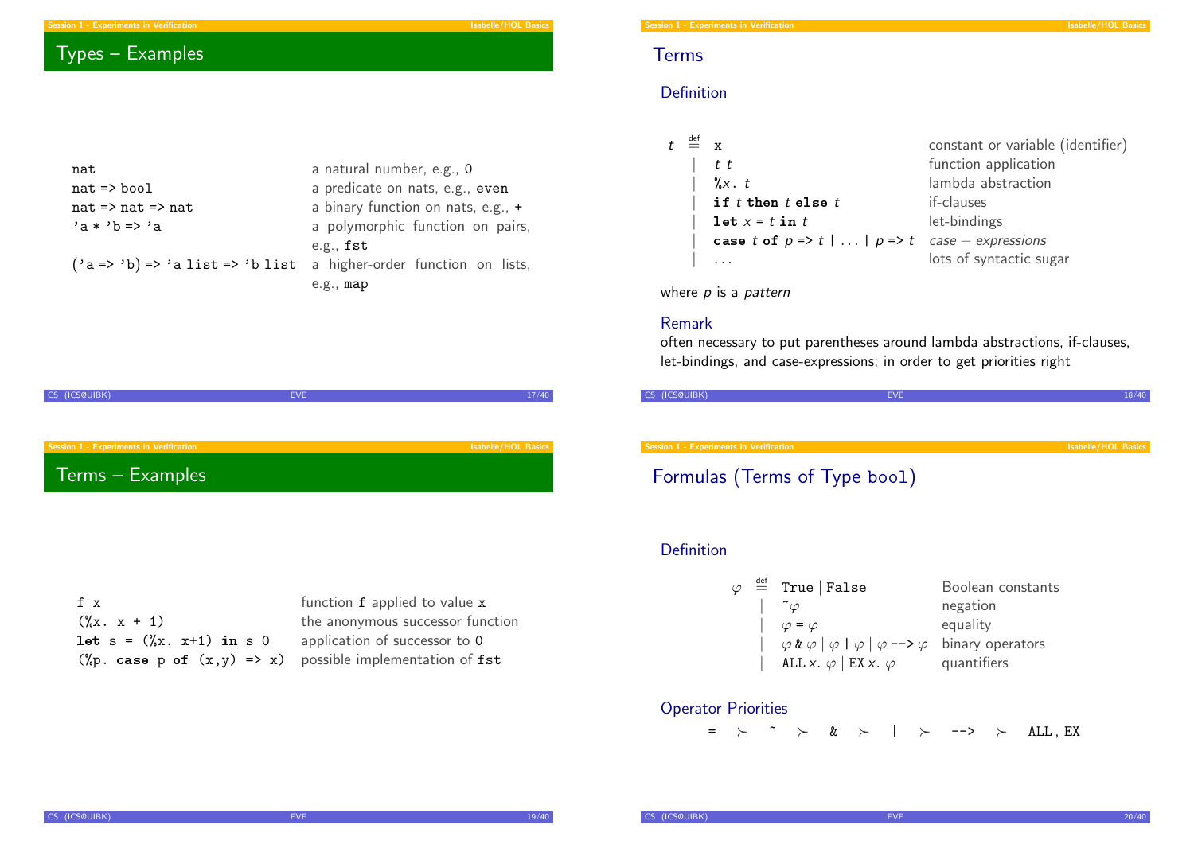## Types – Examples

| | |
|---|---|
| `nat` | a natural number, e.g., `0` |
| `nat => bool` | a predicate on nats, e.g., `even` |
| `nat => nat => nat` | a binary function on nats, e.g., `+` |
| `'a * 'b => 'a` | a polymorphic function on pairs, e.g., `fst` |
| `('a => 'b) => 'a list => 'b list` | a higher-order function on lists, e.g., `map` |

## Terms

### Definition

| | | |
|---|---|---|
| $t \stackrel{\text{def}}{=}$ | `x` | constant or variable (identifier) |
| \| | *t t* | function application |
| \| | `%`*x*. *t* | lambda abstraction |
| \| | **if** *t* **then** *t* **else** *t* | if-clauses |
| \| | **let** *x* = *t* **in** *t* | let-bindings |
| \| | **case** *t* **of** *p* => *t* \| ... \| *p* => *t* | *case – expressions* |
| \| | ... | lots of syntactic sugar |

where *p* is a *pattern*

### Remark

often necessary to put parentheses around lambda abstractions, if-clauses, let-bindings, and case-expressions; in order to get priorities right

## Terms – Examples

| | |
|---|---|
| `f x` | function `f` applied to value `x` |
| `(%x. x + 1)` | the anonymous successor function |
| `let s = (%x. x+1) in s 0` | application of successor to 0 |
| `(%p. case p of (x,y) => x)` | possible implementation of `fst` |

## Formulas (Terms of Type `bool`)

### Definition

| | | |
|---|---|---|
| $\varphi \stackrel{\text{def}}{=}$ | `True` \| `False` | Boolean constants |
| \| | `~`$\varphi$ | negation |
| \| | $\varphi$ `=` $\varphi$ | equality |
| \| | $\varphi$ `&` $\varphi$ \| $\varphi$ `|` $\varphi$ \| $\varphi$ `-->` $\varphi$ | binary operators |
| \| | `ALL` *x*. $\varphi$ \| `EX` *x*. $\varphi$ | quantifiers |

### Operator Priorities

`=` $\succ$ `~` $\succ$ `&` $\succ$ `|` $\succ$ `-->` $\succ$ `ALL`, `EX`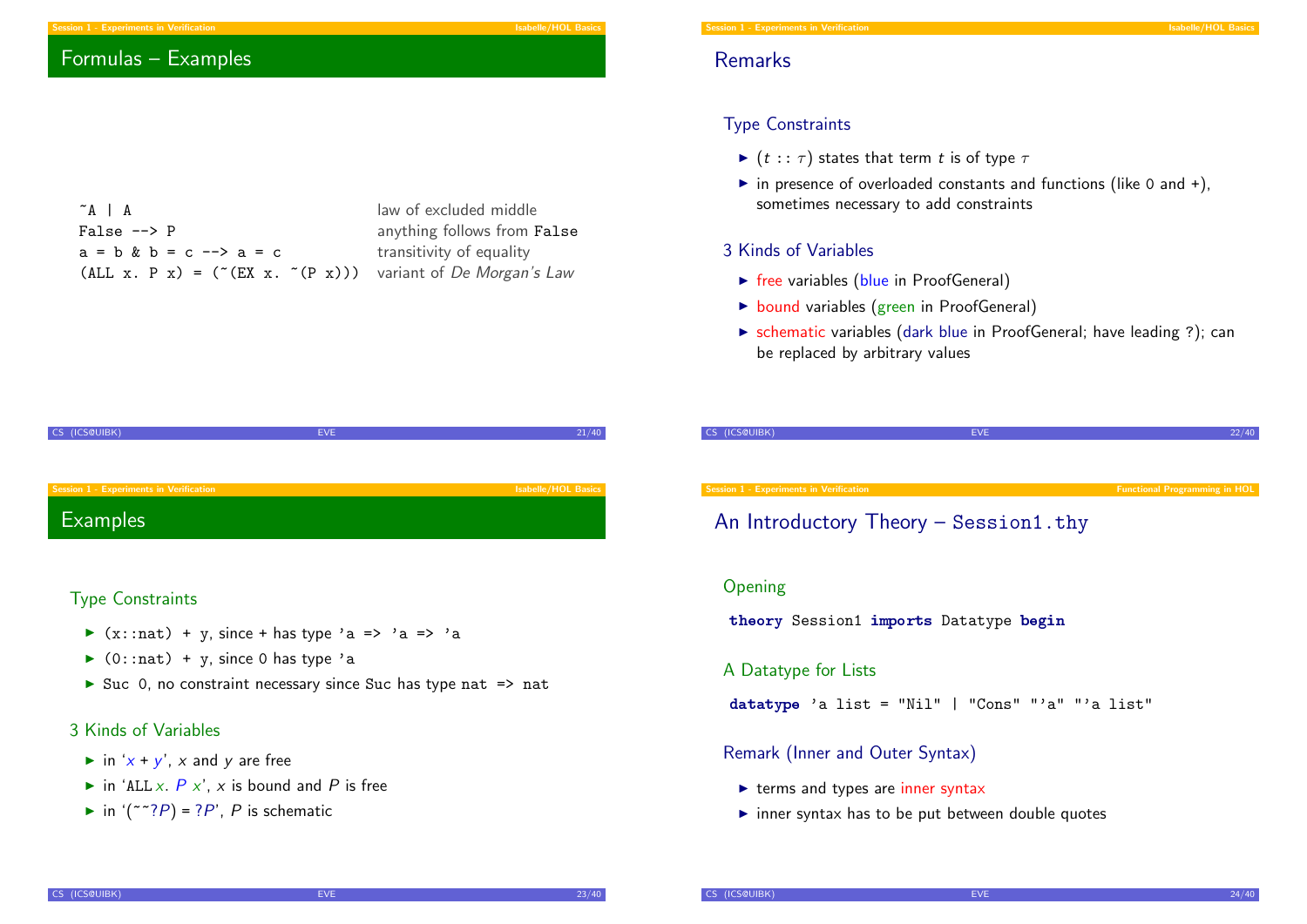## Formulas – Examples

| | |
|---|---|
| `~A \| A` | law of excluded middle |
| `False --> P` | anything follows from `False` |
| `a = b & b = c --> a = c` | transitivity of equality |
| `(ALL x. P x) = (~(EX x. ~(P x)))` | variant of *De Morgan's Law* |

## Remarks

### Type Constraints

- $(t :: \tau)$ states that term $t$ is of type $\tau$
- in presence of overloaded constants and functions (like 0 and +), sometimes necessary to add constraints

### 3 Kinds of Variables

- free variables (blue in ProofGeneral)
- bound variables (green in ProofGeneral)
- schematic variables (dark blue in ProofGeneral; have leading ?); can be replaced by arbitrary values

## Examples

### Type Constraints

- `(x::nat) + y`, since `+` has type `'a => 'a => 'a`
- `(0::nat) + y`, since `0` has type `'a`
- `Suc 0`, no constraint necessary since `Suc` has type `nat => nat`

### 3 Kinds of Variables

- in '$x + y$', $x$ and $y$ are free
- in 'ALL $x$. $P$ $x$', $x$ is bound and $P$ is free
- in '(~~?$P$) = ?$P$', $P$ is schematic

## An Introductory Theory – `Session1.thy`

### Opening

```
theory Session1 imports Datatype begin
```

### A Datatype for Lists

```
datatype 'a list = "Nil" | "Cons" "'a" "'a list"
```

### Remark (Inner and Outer Syntax)

- terms and types are inner syntax
- inner syntax has to be put between double quotes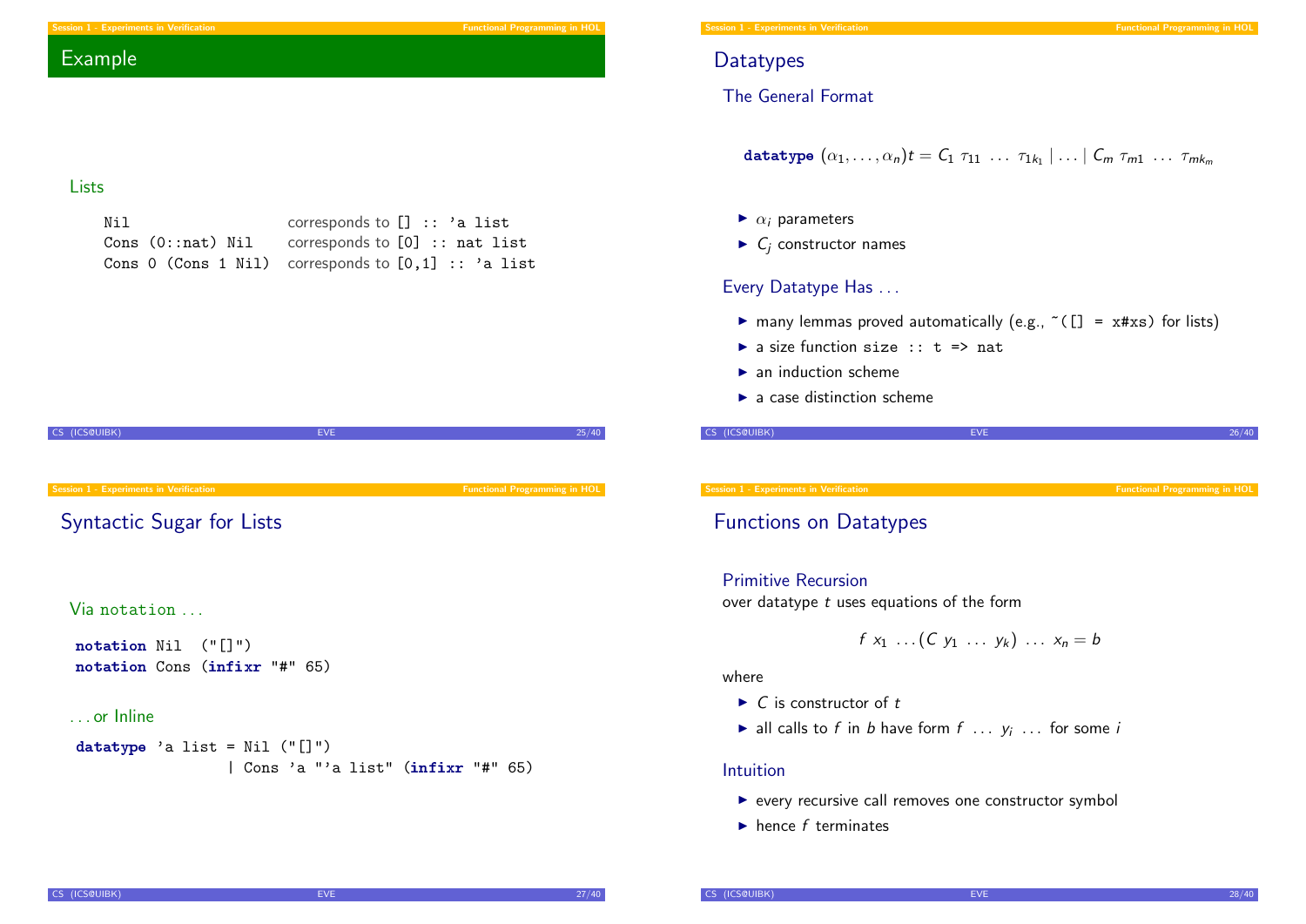## Example

### Lists

| | |
|---|---|
| `Nil` | corresponds to `[] :: 'a list` |
| `Cons (0::nat) Nil` | corresponds to `[0] :: nat list` |
| `Cons 0 (Cons 1 Nil)` | corresponds to `[0,1] :: 'a list` |

## Datatypes

### The General Format

$$\textbf{datatype}\ (\alpha_1, \ldots, \alpha_n)t = C_1\ \tau_{11}\ \ldots\ \tau_{1k_1} \mid \ldots \mid C_m\ \tau_{m1}\ \ldots\ \tau_{mk_m}$$

- $\alpha_i$ parameters
- $C_j$ constructor names

### Every Datatype Has ...

- many lemmas proved automatically (e.g., `~([] = x#xs)` for lists)
- a size function `size :: t => nat`
- an induction scheme
- a case distinction scheme

## Syntactic Sugar for Lists

### Via `notation` ...

```
notation Nil  ("[]")
notation Cons (infixr "#" 65)
```

### ... or Inline

```
datatype 'a list = Nil ("[]")
                 | Cons 'a "'a list" (infixr "#" 65)
```

## Functions on Datatypes

### Primitive Recursion

over datatype $t$ uses equations of the form

$$f\ x_1\ \ldots (C\ y_1\ \ldots\ y_k)\ \ldots\ x_n = b$$

where

- $C$ is constructor of $t$
- all calls to $f$ in $b$ have form $f\ \ldots\ y_i\ \ldots$ for some $i$

### Intuition

- every recursive call removes one constructor symbol
- hence $f$ terminates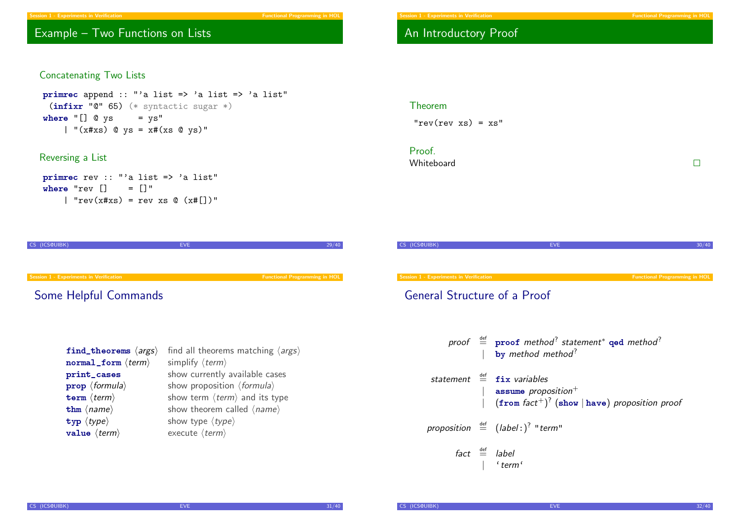## Example – Two Functions on Lists

### Concatenating Two Lists

```
primrec append :: "'a list => 'a list => 'a list"
 (infixr "@" 65) (* syntactic sugar *)
where "[] @ ys     = ys"
    | "(x#xs) @ ys = x#(xs @ ys)"
```

### Reversing a List

```
primrec rev :: "'a list => 'a list"
where "rev []    = []"
    | "rev(x#xs) = rev xs @ (x#[])"
```

## An Introductory Proof

### Theorem

```
"rev(rev xs) = xs"
```

### Proof.

Whiteboard □

## Some Helpful Commands

| | |
|---|---|
| **find_theorems** ⟨*args*⟩ | find all theorems matching ⟨*args*⟩ |
| **normal_form** ⟨*term*⟩ | simplify ⟨*term*⟩ |
| **print_cases** | show currently available cases |
| **prop** ⟨*formula*⟩ | show proposition ⟨*formula*⟩ |
| **term** ⟨*term*⟩ | show term ⟨*term*⟩ and its type |
| **thm** ⟨*name*⟩ | show theorem called ⟨*name*⟩ |
| **typ** ⟨*type*⟩ | show type ⟨*type*⟩ |
| **value** ⟨*term*⟩ | execute ⟨*term*⟩ |

## General Structure of a Proof

*proof* $\stackrel{\text{def}}{=}$ **proof** *method*? *statement*\* **qed** *method*?
  | **by** *method* *method*?

*statement* $\stackrel{\text{def}}{=}$ **fix** *variables*
  | **assume** *proposition*+
  | (**from** *fact*+)? (**show** | **have**) *proposition* *proof*

*proposition* $\stackrel{\text{def}}{=}$ (*label*:)? "*term*"

*fact* $\stackrel{\text{def}}{=}$ *label*
  | ‘*term*‘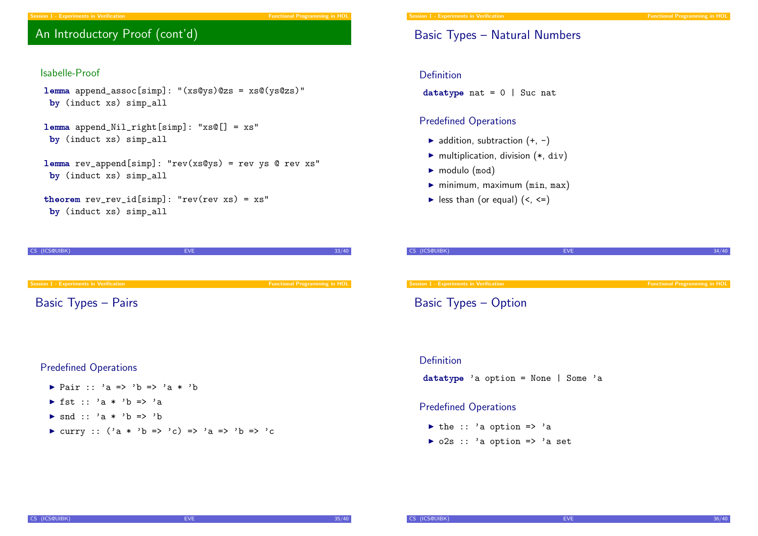## An Introductory Proof (cont'd)

### Isabelle-Proof

```
lemma append_assoc[simp]: "(xs@ys)@zs = xs@(ys@zs)"
 by (induct xs) simp_all

lemma append_Nil_right[simp]: "xs@[] = xs"
 by (induct xs) simp_all

lemma rev_append[simp]: "rev(xs@ys) = rev ys @ rev xs"
 by (induct xs) simp_all

theorem rev_rev_id[simp]: "rev(rev xs) = xs"
 by (induct xs) simp_all
```

## Basic Types – Natural Numbers

### Definition

```
datatype nat = 0 | Suc nat
```

### Predefined Operations

- addition, subtraction (`+`, `-`)
- multiplication, division (`*`, `div`)
- modulo (`mod`)
- minimum, maximum (`min`, `max`)
- less than (or equal) (`<`, `<=`)

## Basic Types – Pairs

### Predefined Operations

- `Pair :: 'a => 'b => 'a * 'b`
- `fst :: 'a * 'b => 'a`
- `snd :: 'a * 'b => 'b`
- `curry :: ('a * 'b => 'c) => 'a => 'b => 'c`

## Basic Types – Option

### Definition

```
datatype 'a option = None | Some 'a
```

### Predefined Operations

- `the :: 'a option => 'a`
- `o2s :: 'a option => 'a set`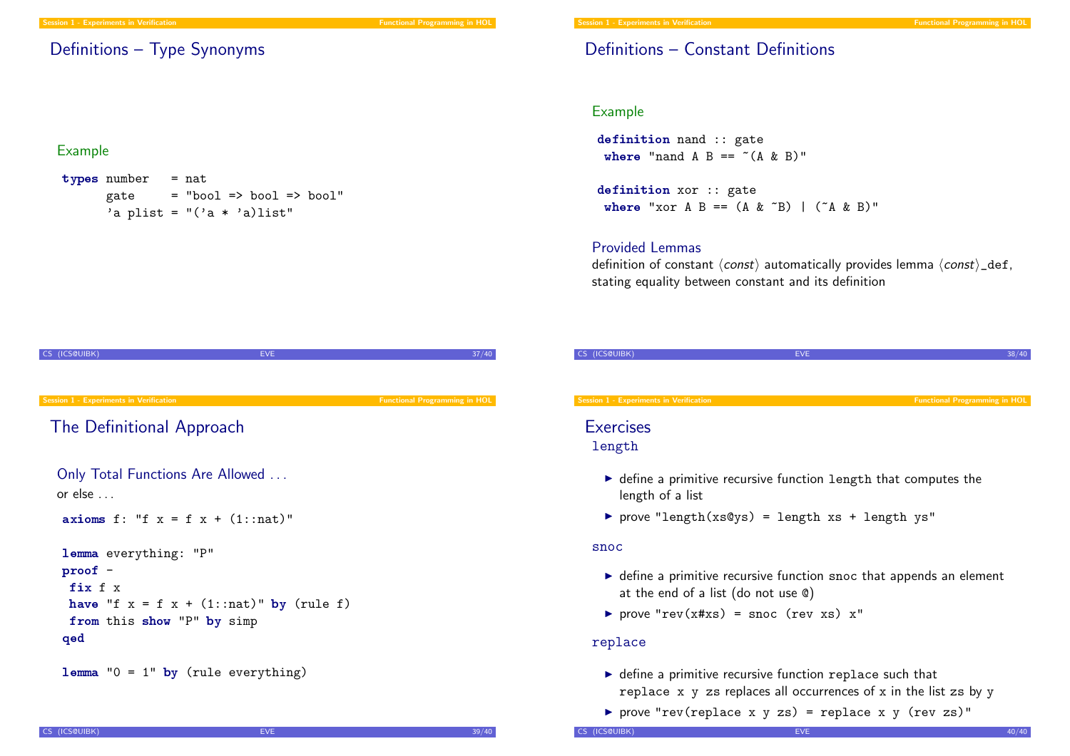## Definitions – Type Synonyms

### Example

```
types number   = nat
      gate     = "bool => bool => bool"
      'a plist = "('a * 'a)list"
```

## Definitions – Constant Definitions

### Example

```
definition nand :: gate
 where "nand A B == ~(A & B)"

definition xor :: gate
 where "xor A B == (A & ~B) | (~A & B)"
```

### Provided Lemmas

definition of constant ⟨*const*⟩ automatically provides lemma ⟨*const*⟩`_def`, stating equality between constant and its definition

## The Definitional Approach

### Only Total Functions Are Allowed ...

or else ...

```
axioms f: "f x = f x + (1::nat)"

lemma everything: "P"
proof -
 fix f x
 have "f x = f x + (1::nat)" by (rule f)
 from this show "P" by simp
qed

lemma "0 = 1" by (rule everything)
```

## Exercises

### `length`

- define a primitive recursive function `length` that computes the length of a list
- prove `"length(xs@ys) = length xs + length ys"`

### `snoc`

- define a primitive recursive function `snoc` that appends an element at the end of a list (do not use `@`)
- prove `"rev(x#xs) = snoc (rev xs) x"`

### `replace`

- define a primitive recursive function `replace` such that `replace x y zs` replaces all occurrences of `x` in the list `zs` by `y`
- prove `"rev(replace x y zs) = replace x y (rev zs)"`